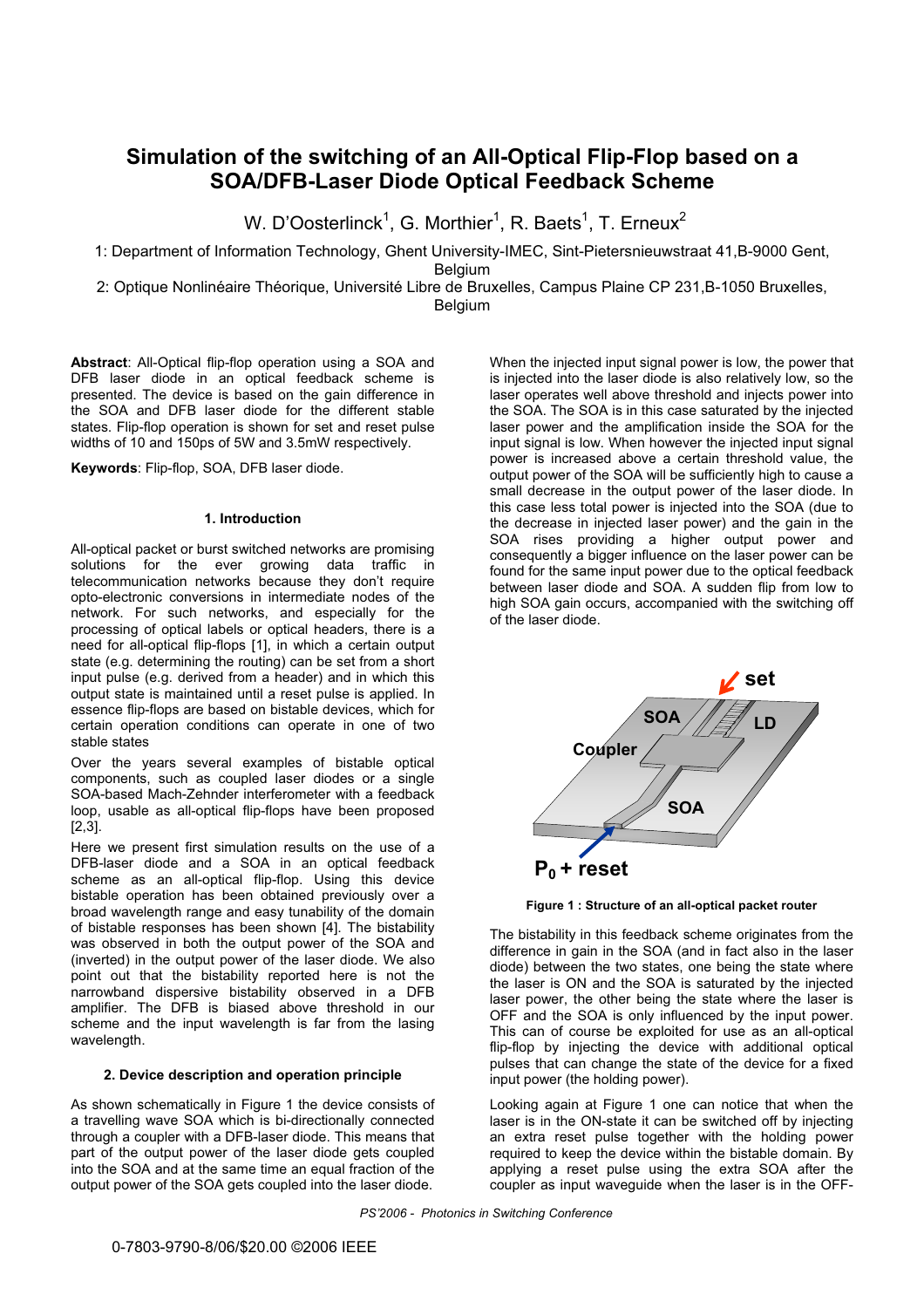# Simulation of the switching of an All-Optical Flip-Flop based on a SOA/DFB-Laser Diode Optical Feedback Scheme

W. D'Oosterlinck[1], G. Morthier[1], R. Baets[1], T. Erneux[2]

1: Department of Information Technology, Ghent University-IMEC, Sint-Pietersnieuwstraat 41,B-9000 Gent, Belgium

2: Optique Nonlinéaire Théorique, Université Libre de Bruxelles, Campus Plaine CP 231,B-1050 Bruxelles, Belgium

**Abstract**: All-Optical flip-flop operation using a SOA and DFB laser diode in an optical feedback scheme is presented. The device is based on the gain difference in the SOA and DFB laser diode for the different stable states. Flip-flop operation is shown for set and reset pulse widths of 10 and 150ps of 5W and 3.5mW respectively.

**Keywords**: Flip-flop, SOA, DFB laser diode.

### 1. Introduction

All-optical packet or burst switched networks are promising solutions for the ever growing data traffic in telecommunication networks because they don't require opto-electronic conversions in intermediate nodes of the network. For such networks, and especially for the processing of optical labels or optical headers, there is a need for all-optical flip-flops [1], in which a certain output state (e.g. determining the routing) can be set from a short input pulse (e.g. derived from a header) and in which this output state is maintained until a reset pulse is applied. In essence flip-flops are based on bistable devices, which for certain operation conditions can operate in one of two stable states

Over the years several examples of bistable optical components, such as coupled laser diodes or a single SOA-based Mach-Zehnder interferometer with a feedback loop, usable as all-optical flip-flops have been proposed [2,3].

Here we present first simulation results on the use of a DFB-laser diode and a SOA in an optical feedback scheme as an all-optical flip-flop. Using this device bistable operation has been obtained previously over a broad wavelength range and easy tunability of the domain of bistable responses has been shown [4]. The bistability was observed in both the output power of the SOA and (inverted) in the output power of the laser diode. We also point out that the bistability reported here is not the narrowband dispersive bistability observed in a DFB amplifier. The DFB is biased above threshold in our scheme and the input wavelength is far from the lasing wavelength.

### 2. Device description and operation principle

As shown schematically in Figure 1 the device consists of a travelling wave SOA which is bi-directionally connected through a coupler with a DFB-laser diode. This means that part of the output power of the laser diode gets coupled into the SOA and at the same time an equal fraction of the output power of the SOA gets coupled into the laser diode.

When the injected input signal power is low, the power that is injected into the laser diode is also relatively low, so the laser operates well above threshold and injects power into the SOA. The SOA is in this case saturated by the injected laser power and the amplification inside the SOA for the input signal is low. When however the injected input signal power is increased above a certain threshold value, the output power of the SOA will be sufficiently high to cause a small decrease in the output power of the laser diode. In this case less total power is injected into the SOA (due to the decrease in injected laser power) and the gain in the SOA rises providing a higher output power and consequently a bigger influence on the laser power can be found for the same input power due to the optical feedback between laser diode and SOA. A sudden flip from low to high SOA gain occurs, accompanied with the switching off of the laser diode.

**Figure 1 : Structure of an all-optical packet router**

The bistability in this feedback scheme originates from the difference in gain in the SOA (and in fact also in the laser diode) between the two states, one being the state where the laser is ON and the SOA is saturated by the injected laser power, the other being the state where the laser is OFF and the SOA is only influenced by the input power. This can of course be exploited for use as an all-optical flip-flop by injecting the device with additional optical pulses that can change the state of the device for a fixed input power (the holding power).

Looking again at Figure 1 one can notice that when the laser is in the ON-state it can be switched off by injecting an extra reset pulse together with the holding power required to keep the device within the bistable domain. By applying a reset pulse using the extra SOA after the coupler as input waveguide when the laser is in the OFF-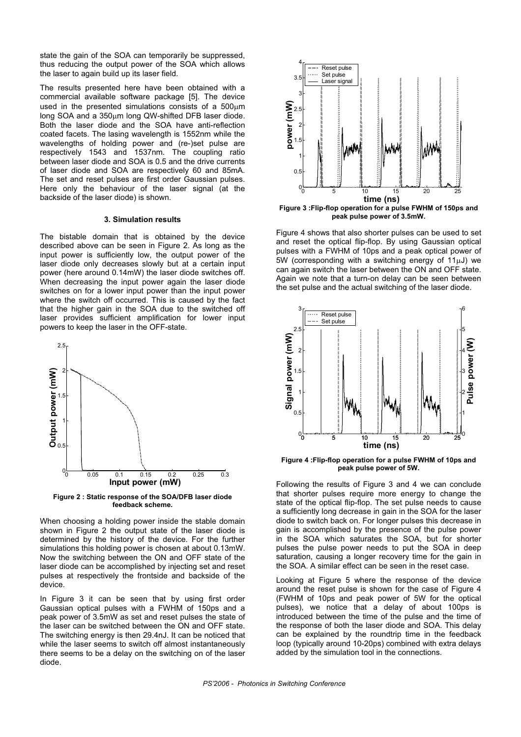state the gain of the SOA can temporarily be suppressed, thus reducing the output power of the SOA which allows the laser to again build up its laser field.

The results presented here have been obtained with a commercial available software package [5]. The device used in the presented simulations consists of a 500μm long SOA and a 350μm long QW-shifted DFB laser diode. Both the laser diode and the SOA have anti-reflection coated facets. The lasing wavelength is 1552nm while the wavelengths of holding power and (re-)set pulse are respectively 1543 and 1537nm. The coupling ratio between laser diode and SOA is 0.5 and the drive currents of laser diode and SOA are respectively 60 and 85mA. The set and reset pulses are first order Gaussian pulses. Here only the behaviour of the laser signal (at the backside of the laser diode) is shown.

### 3. Simulation results

The bistable domain that is obtained by the device described above can be seen in Figure 2. As long as the input power is sufficiently low, the output power of the laser diode only decreases slowly but at a certain input power (here around 0.14mW) the laser diode switches off. When decreasing the input power again the laser diode switches on for a lower input power than the input power where the switch off occurred. This is caused by the fact that the higher gain in the SOA due to the switched off laser provides sufficient amplification for lower input powers to keep the laser in the OFF-state.

**Figure 2 : Static response of the SOA/DFB laser diode feedback scheme.**

When choosing a holding power inside the stable domain shown in Figure 2 the output state of the laser diode is determined by the history of the device. For the further simulations this holding power is chosen at about 0.13mW. Now the switching between the ON and OFF state of the laser diode can be accomplished by injecting set and reset pulses at respectively the frontside and backside of the device.

In Figure 3 it can be seen that by using first order Gaussian optical pulses with a FWHM of 150ps and a peak power of 3.5mW as set and reset pulses the state of the laser can be switched between the ON and OFF state. The switching energy is then 29.4nJ. It can be noticed that while the laser seems to switch off almost instantaneously there seems to be a delay on the switching on of the laser diode.

**Figure 3 :Flip-flop operation for a pulse FWHM of 150ps and peak pulse power of 3.5mW.**

Figure 4 shows that also shorter pulses can be used to set and reset the optical flip-flop. By using Gaussian optical pulses with a FWHM of 10ps and a peak optical power of 5W (corresponding with a switching energy of 11μJ) we can again switch the laser between the ON and OFF state. Again we note that a turn-on delay can be seen between the set pulse and the actual switching of the laser diode.

**Figure 4 :Flip-flop operation for a pulse FWHM of 10ps and peak pulse power of 5W.**

Following the results of Figure 3 and 4 we can conclude that shorter pulses require more energy to change the state of the optical flip-flop. The set pulse needs to cause a sufficiently long decrease in gain in the SOA for the laser diode to switch back on. For longer pulses this decrease in gain is accomplished by the presence of the pulse power in the SOA which saturates the SOA, but for shorter pulses the pulse power needs to put the SOA in deep saturation, causing a longer recovery time for the gain in the SOA. A similar effect can be seen in the reset case.

Looking at Figure 5 where the response of the device around the reset pulse is shown for the case of Figure 4 (FWHM of 10ps and peak power of 5W for the optical pulses), we notice that a delay of about 100ps is introduced between the time of the pulse and the time of the response of both the laser diode and SOA. This delay can be explained by the roundtrip time in the feedback loop (typically around 10-20ps) combined with extra delays added by the simulation tool in the connections.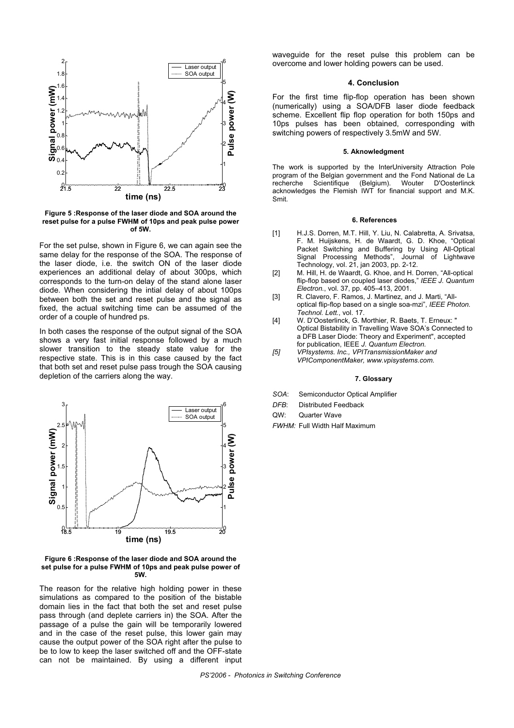2
1.8
1.6
1.4
1.2
1
0.8
0.6
0.4
0.2
0
21.5
22
22.5
23
Signal power (mW)
Pulse power (W)
6
5
4
3
2
1
0
time (ns)
Laser output
SOA output

**Figure 5 :Response of the laser diode and SOA around the reset pulse for a pulse FWHM of 10ps and peak pulse power of 5W.**

For the set pulse, shown in Figure 6, we can again see the same delay for the response of the SOA. The response of the laser diode, i.e. the switch ON of the laser diode experiences an additional delay of about 300ps, which corresponds to the turn-on delay of the stand alone laser diode. When considering the intial delay of about 100ps between both the set and reset pulse and the signal as fixed, the actual switching time can be assumed of the order of a couple of hundred ps.

In both cases the response of the output signal of the SOA shows a very fast initial response followed by a much slower transition to the steady state value for the respective state. This is in this case caused by the fact that both set and reset pulse pass trough the SOA causing depletion of the carriers along the way.

3
2.5
2
1.5
1
0.5
0
18.5
19
19.5
20
Signal power (mW)
Pulse power (W)
6
5
4
3
2
1
0
time (ns)
Laser output
SOA output

**Figure 6 :Response of the laser diode and SOA around the set pulse for a pulse FWHM of 10ps and peak pulse power of 5W.**

The reason for the relative high holding power in these simulations as compared to the position of the bistable domain lies in the fact that both the set and reset pulse pass through (and deplete carriers in) the SOA. After the passage of a pulse the gain will be temporarily lowered and in the case of the reset pulse, this lower gain may cause the output power of the SOA right after the pulse to be to low to keep the laser switched off and the OFF-state can not be maintained. By using a different input waveguide for the reset pulse this problem can be overcome and lower holding powers can be used.

## 4. Conclusion

For the first time flip-flop operation has been shown (numerically) using a SOA/DFB laser diode feedback scheme. Excellent flip flop operation for both 150ps and 10ps pulses has been obtained, corresponding with switching powers of respectively 3.5mW and 5W.

## 5. Aknowledgment

The work is supported by the InterUniversity Attraction Pole program of the Belgian government and the Fond National de La recherche Scientifique (Belgium). Wouter D'Oosterlinck acknowledges the Flemish IWT for financial support and M.K. Smit.

## 6. References

[1] H.J.S. Dorren, M.T. Hill, Y. Liu, N. Calabretta, A. Srivatsa, F. M. Huijskens, H. de Waardt, G. D. Khoe, "Optical Packet Switching and Buffering by Using All-Optical Signal Processing Methods", Journal of Lightwave Technology, vol. 21, jan 2003, pp. 2-12.

[2] M. Hill, H. de Waardt, G. Khoe, and H. Dorren, "All-optical flip-flop based on coupled laser diodes," *IEEE J. Quantum Electron.*, vol. 37, pp. 405–413, 2001.

[3] R. Clavero, F. Ramos, J. Martinez, and J. Marti, "All-optical flip-flop based on a single soa-mzi", *IEEE Photon. Technol. Lett.*, vol. 17.

[4] W. D'Oosterlinck, G. Morthier, R. Baets, T. Erneux: " Optical Bistability in Travelling Wave SOA's Connected to a DFB Laser Diode: Theory and Experiment", accepted for publication, IEEE *J. Quantum Electron.*

[5] *VPIsystems. Inc., VPITransmissionMaker and VPIComponentMaker, www.vpisystems.com.*

## 7. Glossary

*SOA*: Semiconductor Optical Amplifier

*DFB*: Distributed Feedback

QW: Quarter Wave

*FWHM:* Full Width Half Maximum